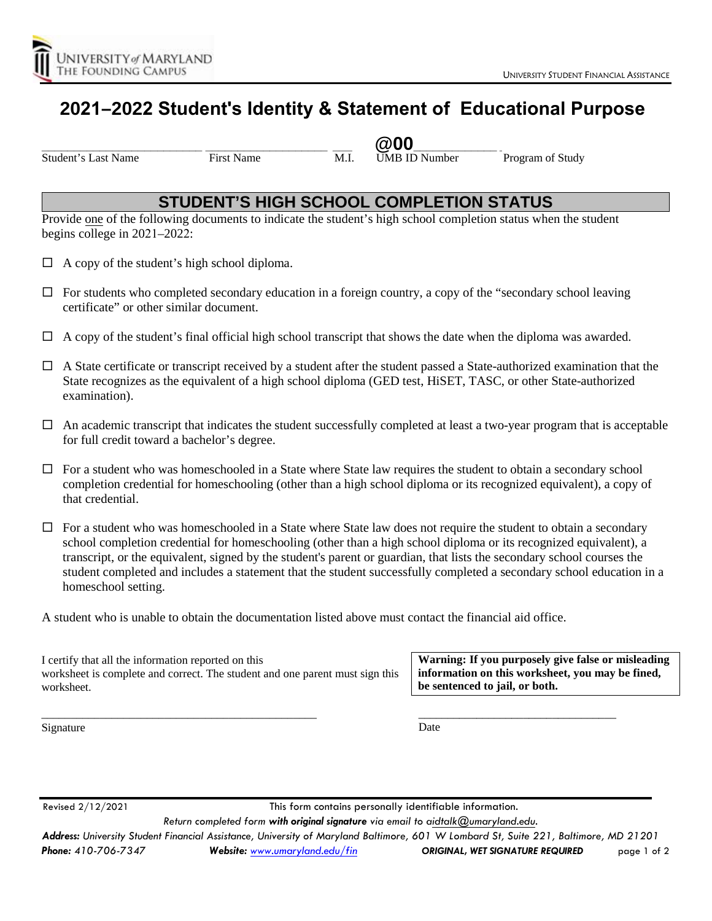UNIVERSITY of MARYLAND
THE FOUNDING CAMPUS

UNIVERSITY STUDENT FINANCIAL ASSISTANCE

# 2021–2022 Student's Identity & Statement of Educational Purpose

| Student's Last Name | First Name | M.I. | @00 UMB ID Number | Program of Study |
|---|---|---|---|---|

## STUDENT'S HIGH SCHOOL COMPLETION STATUS

Provide one of the following documents to indicate the student's high school completion status when the student begins college in 2021–2022:

- ☐ A copy of the student's high school diploma.
- ☐ For students who completed secondary education in a foreign country, a copy of the "secondary school leaving certificate" or other similar document.
- ☐ A copy of the student's final official high school transcript that shows the date when the diploma was awarded.
- ☐ A State certificate or transcript received by a student after the student passed a State-authorized examination that the State recognizes as the equivalent of a high school diploma (GED test, HiSET, TASC, or other State-authorized examination).
- ☐ An academic transcript that indicates the student successfully completed at least a two-year program that is acceptable for full credit toward a bachelor's degree.
- ☐ For a student who was homeschooled in a State where State law requires the student to obtain a secondary school completion credential for homeschooling (other than a high school diploma or its recognized equivalent), a copy of that credential.
- ☐ For a student who was homeschooled in a State where State law does not require the student to obtain a secondary school completion credential for homeschooling (other than a high school diploma or its recognized equivalent), a transcript, or the equivalent, signed by the student's parent or guardian, that lists the secondary school courses the student completed and includes a statement that the student successfully completed a secondary school education in a homeschool setting.

A student who is unable to obtain the documentation listed above must contact the financial aid office.

I certify that all the information reported on this worksheet is complete and correct. The student and one parent must sign this worksheet.

**Warning: If you purposely give false or misleading information on this worksheet, you may be fined, be sentenced to jail, or both.**

\_\_\_\_\_\_\_\_\_\_\_\_\_\_\_\_\_\_\_\_\_\_\_\_\_\_\_\_\_\_\_\_\_\_\_\_\_\_\_\_ \_\_\_\_\_\_\_\_\_\_\_\_\_\_\_\_\_\_\_\_\_\_\_\_\_\_\_\_\_\_

Signature Date

Revised 2/12/2021 This form contains personally identifiable information.

*Return completed form **with original signature** via email to aidtalk@umaryland.edu.*

***Address:*** *University Student Financial Assistance, University of Maryland Baltimore, 601 W Lombard St, Suite 221, Baltimore, MD 21201*

***Phone:*** *410-706-7347* ***Website:*** *www.umaryland.edu/fin* ***ORIGINAL, WET SIGNATURE REQUIRED***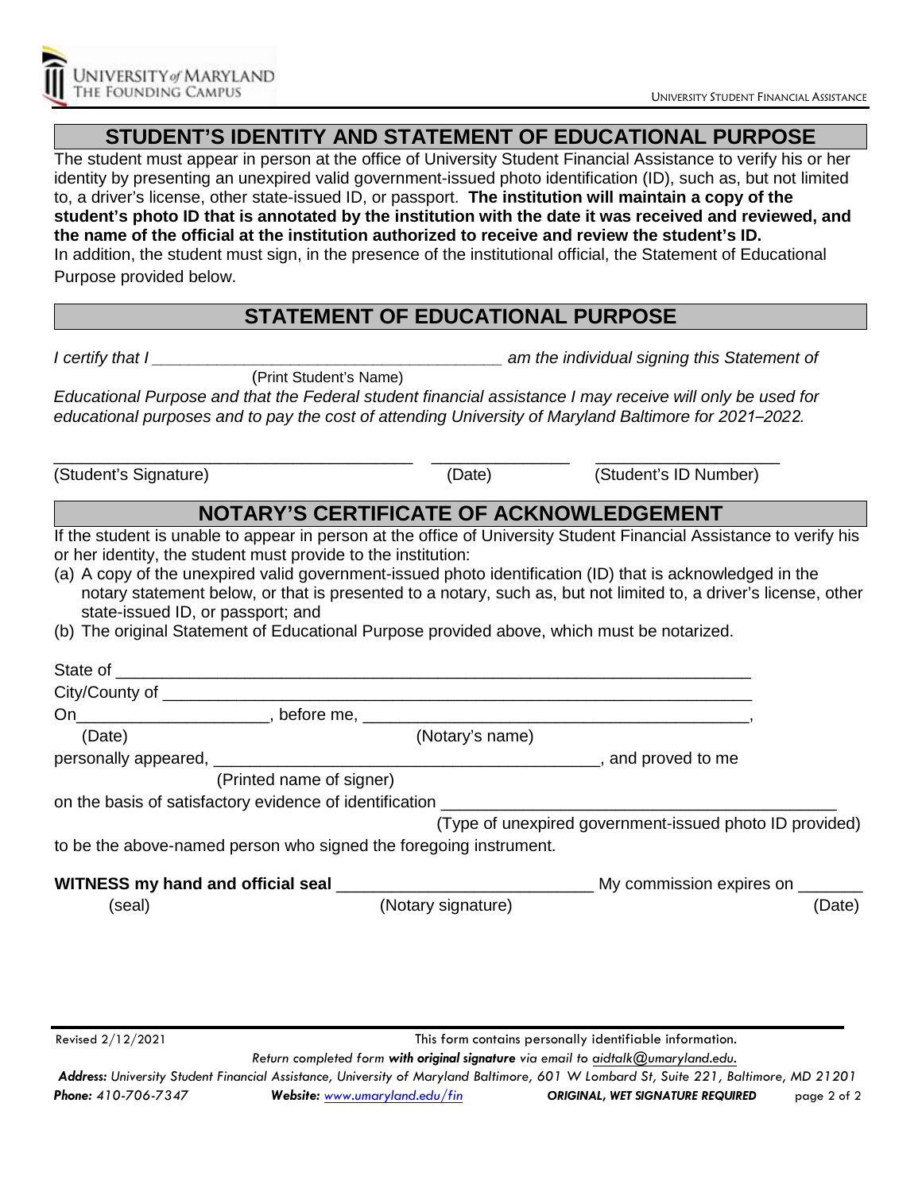## STUDENT'S IDENTITY AND STATEMENT OF EDUCATIONAL PURPOSE

The student must appear in person at the office of University Student Financial Assistance to verify his or her identity by presenting an unexpired valid government-issued photo identification (ID), such as, but not limited to, a driver's license, other state-issued ID, or passport. **The institution will maintain a copy of the student's photo ID that is annotated by the institution with the date it was received and reviewed, and the name of the official at the institution authorized to receive and review the student's ID.**
In addition, the student must sign, in the presence of the institutional official, the Statement of Educational Purpose provided below.

## STATEMENT OF EDUCATIONAL PURPOSE

*I certify that I \_\_\_\_\_\_\_\_\_\_\_\_\_\_\_\_\_\_\_\_\_\_\_\_\_\_\_\_\_\_\_\_\_\_\_\_\_\_\_\_ am the individual signing this Statement of*
(Print Student's Name)
*Educational Purpose and that the Federal student financial assistance I may receive will only be used for educational purposes and to pay the cost of attending University of Maryland Baltimore for 2021–2022.*

\_\_\_\_\_\_\_\_\_\_\_\_\_\_\_\_\_\_\_\_\_\_\_\_\_\_\_\_\_\_\_\_\_\_\_\_\_\_\_\_ \_\_\_\_\_\_\_\_\_\_\_\_\_\_\_ \_\_\_\_\_\_\_\_\_\_\_\_\_\_\_\_\_\_\_\_
(Student's Signature) (Date) (Student's ID Number)

## NOTARY'S CERTIFICATE OF ACKNOWLEDGEMENT

If the student is unable to appear in person at the office of University Student Financial Assistance to verify his or her identity, the student must provide to the institution:

(a) A copy of the unexpired valid government-issued photo identification (ID) that is acknowledged in the notary statement below, or that is presented to a notary, such as, but not limited to, a driver's license, other state-issued ID, or passport; and
(b) The original Statement of Educational Purpose provided above, which must be notarized.

State of \_\_\_\_\_\_\_\_\_\_\_\_\_\_\_\_\_\_\_\_\_\_\_\_\_\_\_\_\_\_\_\_\_\_\_\_\_\_\_\_\_\_\_\_\_\_\_\_\_\_\_\_\_\_\_\_\_\_\_\_\_\_\_\_\_\_\_\_

City/County of \_\_\_\_\_\_\_\_\_\_\_\_\_\_\_\_\_\_\_\_\_\_\_\_\_\_\_\_\_\_\_\_\_\_\_\_\_\_\_\_\_\_\_\_\_\_\_\_\_\_\_\_\_\_\_\_\_\_\_\_\_\_

On\_\_\_\_\_\_\_\_\_\_\_\_\_\_\_\_\_\_\_\_\_, before me, \_\_\_\_\_\_\_\_\_\_\_\_\_\_\_\_\_\_\_\_\_\_\_\_\_\_\_\_\_\_\_\_\_\_\_\_\_\_\_\_\_\_\_,
(Date) (Notary's name)

personally appeared, \_\_\_\_\_\_\_\_\_\_\_\_\_\_\_\_\_\_\_\_\_\_\_\_\_\_\_\_\_\_\_\_\_\_\_\_\_\_\_\_\_\_\_\_, and proved to me
(Printed name of signer)

on the basis of satisfactory evidence of identification \_\_\_\_\_\_\_\_\_\_\_\_\_\_\_\_\_\_\_\_\_\_\_\_\_\_\_\_\_\_\_\_\_\_\_\_\_\_\_\_\_
(Type of unexpired government-issued photo ID provided)

to be the above-named person who signed the foregoing instrument.

**WITNESS my hand and official seal** \_\_\_\_\_\_\_\_\_\_\_\_\_\_\_\_\_\_\_\_\_\_\_\_\_\_\_ My commission expires on \_\_\_\_\_\_\_
(seal) (Notary signature) (Date)

Revised 2/12/2021 This form contains personally identifiable information.

*Return completed form **with original signature** via email to aidtalk@umaryland.edu.*

***Address:** University Student Financial Assistance, University of Maryland Baltimore, 601 W Lombard St, Suite 221, Baltimore, MD 21201*

***Phone:** 410-706-7347* ***Website:** www.umaryland.edu/fin* ***ORIGINAL, WET SIGNATURE REQUIRED***